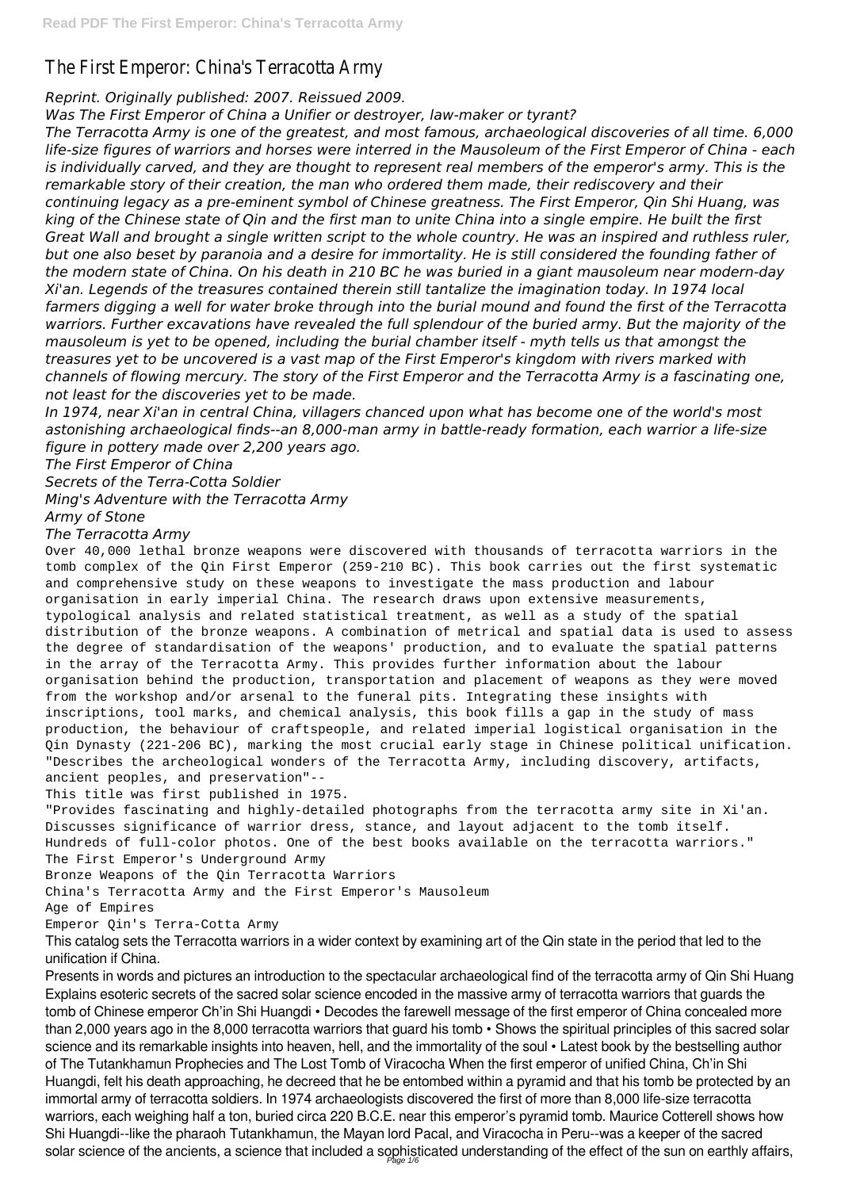# The First Emperor: China's Terracotta Army

*Reprint. Originally published: 2007. Reissued 2009.*

*Was The First Emperor of China a Unifier or destroyer, law-maker or tyrant?*

*The Terracotta Army is one of the greatest, and most famous, archaeological discoveries of all time. 6,000 life-size figures of warriors and horses were interred in the Mausoleum of the First Emperor of China - each is individually carved, and they are thought to represent real members of the emperor's army. This is the remarkable story of their creation, the man who ordered them made, their rediscovery and their continuing legacy as a pre-eminent symbol of Chinese greatness. The First Emperor, Qin Shi Huang, was king of the Chinese state of Qin and the first man to unite China into a single empire. He built the first Great Wall and brought a single written script to the whole country. He was an inspired and ruthless ruler, but one also beset by paranoia and a desire for immortality. He is still considered the founding father of the modern state of China. On his death in 210 BC he was buried in a giant mausoleum near modern-day Xi'an. Legends of the treasures contained therein still tantalize the imagination today. In 1974 local farmers digging a well for water broke through into the burial mound and found the first of the Terracotta warriors. Further excavations have revealed the full splendour of the buried army. But the majority of the mausoleum is yet to be opened, including the burial chamber itself - myth tells us that amongst the treasures yet to be uncovered is a vast map of the First Emperor's kingdom with rivers marked with channels of flowing mercury. The story of the First Emperor and the Terracotta Army is a fascinating one, not least for the discoveries yet to be made.*

*In 1974, near Xi'an in central China, villagers chanced upon what has become one of the world's most astonishing archaeological finds--an 8,000-man army in battle-ready formation, each warrior a life-size figure in pottery made over 2,200 years ago.*

*The First Emperor of China*

*Secrets of the Terra-Cotta Soldier*

*Ming's Adventure with the Terracotta Army*

*Army of Stone*

*The Terracotta Army*

Over 40,000 lethal bronze weapons were discovered with thousands of terracotta warriors in the tomb complex of the Qin First Emperor (259-210 BC). This book carries out the first systematic and comprehensive study on these weapons to investigate the mass production and labour organisation in early imperial China. The research draws upon extensive measurements, typological analysis and related statistical treatment, as well as a study of the spatial distribution of the bronze weapons. A combination of metrical and spatial data is used to assess the degree of standardisation of the weapons' production, and to evaluate the spatial patterns in the array of the Terracotta Army. This provides further information about the labour organisation behind the production, transportation and placement of weapons as they were moved from the workshop and/or arsenal to the funeral pits. Integrating these insights with inscriptions, tool marks, and chemical analysis, this book fills a gap in the study of mass production, the behaviour of craftspeople, and related imperial logistical organisation in the Qin Dynasty (221-206 BC), marking the most crucial early stage in Chinese political unification.

"Describes the archeological wonders of the Terracotta Army, including discovery, artifacts, ancient peoples, and preservation"--

This title was first published in 1975.

"Provides fascinating and highly-detailed photographs from the terracotta army site in Xi'an. Discusses significance of warrior dress, stance, and layout adjacent to the tomb itself. Hundreds of full-color photos. One of the best books available on the terracotta warriors."

The First Emperor's Underground Army

Bronze Weapons of the Qin Terracotta Warriors

China's Terracotta Army and the First Emperor's Mausoleum

Age of Empires

Emperor Qin's Terra-Cotta Army

This catalog sets the Terracotta warriors in a wider context by examining art of the Qin state in the period that led to the unification if China.

Presents in words and pictures an introduction to the spectacular archaeological find of the terracotta army of Qin Shi Huang

Explains esoteric secrets of the sacred solar science encoded in the massive army of terracotta warriors that guards the tomb of Chinese emperor Ch'in Shi Huangdi • Decodes the farewell message of the first emperor of China concealed more than 2,000 years ago in the 8,000 terracotta warriors that guard his tomb • Shows the spiritual principles of this sacred solar science and its remarkable insights into heaven, hell, and the immortality of the soul • Latest book by the bestselling author of The Tutankhamun Prophecies and The Lost Tomb of Viracocha When the first emperor of unified China, Ch'in Shi Huangdi, felt his death approaching, he decreed that he be entombed within a pyramid and that his tomb be protected by an immortal army of terracotta soldiers. In 1974 archaeologists discovered the first of more than 8,000 life-size terracotta warriors, each weighing half a ton, buried circa 220 B.C.E. near this emperor's pyramid tomb. Maurice Cotterell shows how Shi Huangdi--like the pharaoh Tutankhamun, the Mayan lord Pacal, and Viracocha in Peru--was a keeper of the sacred solar science of the ancients, a science that included a sophisticated understanding of the effect of the sun on earthly affairs,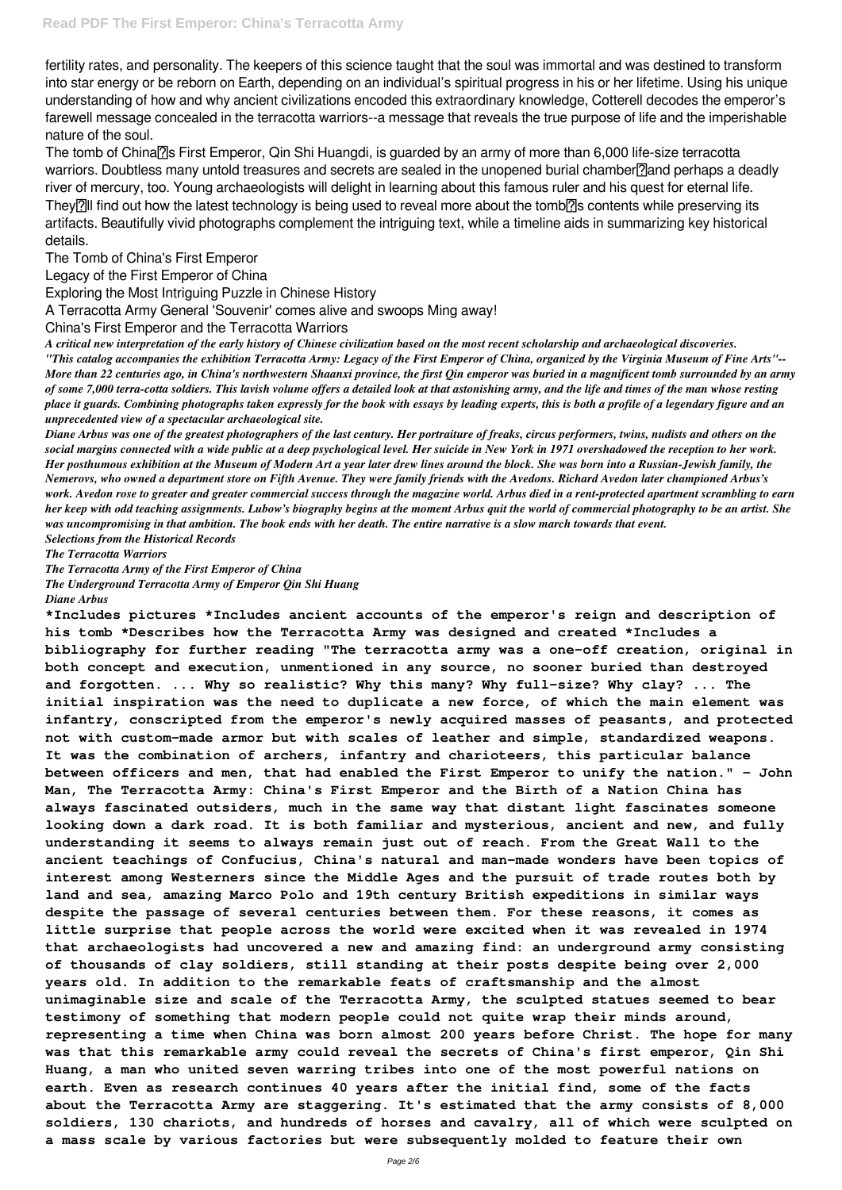fertility rates, and personality. The keepers of this science taught that the soul was immortal and was destined to transform into star energy or be reborn on Earth, depending on an individual's spiritual progress in his or her lifetime. Using his unique understanding of how and why ancient civilizations encoded this extraordinary knowledge, Cotterell decodes the emperor's farewell message concealed in the terracotta warriors--a message that reveals the true purpose of life and the imperishable nature of the soul.

The tomb of China?s First Emperor, Qin Shi Huangdi, is guarded by an army of more than 6,000 life-size terracotta warriors. Doubtless many untold treasures and secrets are sealed in the unopened burial chamber?and perhaps a deadly river of mercury, too. Young archaeologists will delight in learning about this famous ruler and his quest for eternal life. They?ll find out how the latest technology is being used to reveal more about the tomb?s contents while preserving its artifacts. Beautifully vivid photographs complement the intriguing text, while a timeline aids in summarizing key historical details.

The Tomb of China's First Emperor

Legacy of the First Emperor of China

Exploring the Most Intriguing Puzzle in Chinese History

A Terracotta Army General 'Souvenir' comes alive and swoops Ming away!

China's First Emperor and the Terracotta Warriors

***A critical new interpretation of the early history of Chinese civilization based on the most recent scholarship and archaeological discoveries.***

***"This catalog accompanies the exhibition Terracotta Army: Legacy of the First Emperor of China, organized by the Virginia Museum of Fine Arts"--***

***More than 22 centuries ago, in China's northwestern Shaanxi province, the first Qin emperor was buried in a magnificent tomb surrounded by an army of some 7,000 terra-cotta soldiers. This lavish volume offers a detailed look at that astonishing army, and the life and times of the man whose resting place it guards. Combining photographs taken expressly for the book with essays by leading experts, this is both a profile of a legendary figure and an unprecedented view of a spectacular archaeological site.***

***Diane Arbus was one of the greatest photographers of the last century. Her portraiture of freaks, circus performers, twins, nudists and others on the social margins connected with a wide public at a deep psychological level. Her suicide in New York in 1971 overshadowed the reception to her work. Her posthumous exhibition at the Museum of Modern Art a year later drew lines around the block. She was born into a Russian-Jewish family, the Nemerovs, who owned a department store on Fifth Avenue. They were family friends with the Avedons. Richard Avedon later championed Arbus's work. Avedon rose to greater and greater commercial success through the magazine world. Arbus died in a rent-protected apartment scrambling to earn her keep with odd teaching assignments. Lubow's biography begins at the moment Arbus quit the world of commercial photography to be an artist. She was uncompromising in that ambition. The book ends with her death. The entire narrative is a slow march towards that event.***

***Selections from the Historical Records***

***The Terracotta Warriors***

***The Terracotta Army of the First Emperor of China***

***The Underground Terracotta Army of Emperor Qin Shi Huang***

***Diane Arbus***

**\*Includes pictures \*Includes ancient accounts of the emperor's reign and description of his tomb \*Describes how the Terracotta Army was designed and created \*Includes a bibliography for further reading "The terracotta army was a one-off creation, original in both concept and execution, unmentioned in any source, no sooner buried than destroyed and forgotten. ... Why so realistic? Why this many? Why full-size? Why clay? ... The initial inspiration was the need to duplicate a new force, of which the main element was infantry, conscripted from the emperor's newly acquired masses of peasants, and protected not with custom-made armor but with scales of leather and simple, standardized weapons. It was the combination of archers, infantry and charioteers, this particular balance between officers and men, that had enabled the First Emperor to unify the nation." - John Man, The Terracotta Army: China's First Emperor and the Birth of a Nation China has always fascinated outsiders, much in the same way that distant light fascinates someone looking down a dark road. It is both familiar and mysterious, ancient and new, and fully understanding it seems to always remain just out of reach. From the Great Wall to the ancient teachings of Confucius, China's natural and man-made wonders have been topics of interest among Westerners since the Middle Ages and the pursuit of trade routes both by land and sea, amazing Marco Polo and 19th century British expeditions in similar ways despite the passage of several centuries between them. For these reasons, it comes as little surprise that people across the world were excited when it was revealed in 1974 that archaeologists had uncovered a new and amazing find: an underground army consisting of thousands of clay soldiers, still standing at their posts despite being over 2,000 years old. In addition to the remarkable feats of craftsmanship and the almost unimaginable size and scale of the Terracotta Army, the sculpted statues seemed to bear testimony of something that modern people could not quite wrap their minds around, representing a time when China was born almost 200 years before Christ. The hope for many was that this remarkable army could reveal the secrets of China's first emperor, Qin Shi Huang, a man who united seven warring tribes into one of the most powerful nations on earth. Even as research continues 40 years after the initial find, some of the facts about the Terracotta Army are staggering. It's estimated that the army consists of 8,000 soldiers, 130 chariots, and hundreds of horses and cavalry, all of which were sculpted on a mass scale by various factories but were subsequently molded to feature their own**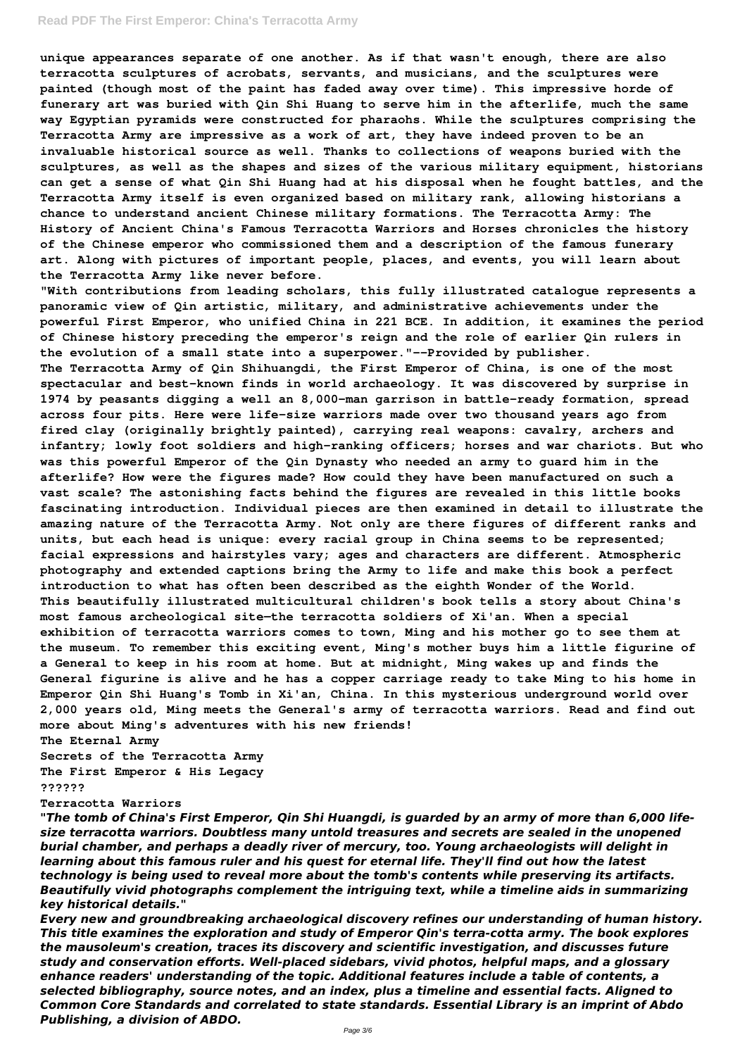**unique appearances separate of one another. As if that wasn't enough, there are also terracotta sculptures of acrobats, servants, and musicians, and the sculptures were painted (though most of the paint has faded away over time). This impressive horde of funerary art was buried with Qin Shi Huang to serve him in the afterlife, much the same way Egyptian pyramids were constructed for pharaohs. While the sculptures comprising the Terracotta Army are impressive as a work of art, they have indeed proven to be an invaluable historical source as well. Thanks to collections of weapons buried with the sculptures, as well as the shapes and sizes of the various military equipment, historians can get a sense of what Qin Shi Huang had at his disposal when he fought battles, and the Terracotta Army itself is even organized based on military rank, allowing historians a chance to understand ancient Chinese military formations. The Terracotta Army: The History of Ancient China's Famous Terracotta Warriors and Horses chronicles the history of the Chinese emperor who commissioned them and a description of the famous funerary art. Along with pictures of important people, places, and events, you will learn about the Terracotta Army like never before.**

**"With contributions from leading scholars, this fully illustrated catalogue represents a panoramic view of Qin artistic, military, and administrative achievements under the powerful First Emperor, who unified China in 221 BCE. In addition, it examines the period of Chinese history preceding the emperor's reign and the role of earlier Qin rulers in the evolution of a small state into a superpower."--Provided by publisher.**

**The Terracotta Army of Qin Shihuangdi, the First Emperor of China, is one of the most spectacular and best-known finds in world archaeology. It was discovered by surprise in 1974 by peasants digging a well an 8,000-man garrison in battle-ready formation, spread across four pits. Here were life-size warriors made over two thousand years ago from fired clay (originally brightly painted), carrying real weapons: cavalry, archers and infantry; lowly foot soldiers and high-ranking officers; horses and war chariots. But who was this powerful Emperor of the Qin Dynasty who needed an army to guard him in the afterlife? How were the figures made? How could they have been manufactured on such a vast scale? The astonishing facts behind the figures are revealed in this little books fascinating introduction. Individual pieces are then examined in detail to illustrate the amazing nature of the Terracotta Army. Not only are there figures of different ranks and units, but each head is unique: every racial group in China seems to be represented; facial expressions and hairstyles vary; ages and characters are different. Atmospheric photography and extended captions bring the Army to life and make this book a perfect introduction to what has often been described as the eighth Wonder of the World.**

**This beautifully illustrated multicultural children's book tells a story about China's most famous archeological site—the terracotta soldiers of Xi'an. When a special exhibition of terracotta warriors comes to town, Ming and his mother go to see them at the museum. To remember this exciting event, Ming's mother buys him a little figurine of a General to keep in his room at home. But at midnight, Ming wakes up and finds the General figurine is alive and he has a copper carriage ready to take Ming to his home in Emperor Qin Shi Huang's Tomb in Xi'an, China. In this mysterious underground world over 2,000 years old, Ming meets the General's army of terracotta warriors. Read and find out more about Ming's adventures with his new friends!**

**The Eternal Army**

**Secrets of the Terracotta Army**

**The First Emperor & His Legacy**

**??????**

**Terracotta Warriors**

***"The tomb of China's First Emperor, Qin Shi Huangdi, is guarded by an army of more than 6,000 life-size terracotta warriors. Doubtless many untold treasures and secrets are sealed in the unopened burial chamber, and perhaps a deadly river of mercury, too. Young archaeologists will delight in learning about this famous ruler and his quest for eternal life. They'll find out how the latest technology is being used to reveal more about the tomb's contents while preserving its artifacts. Beautifully vivid photographs complement the intriguing text, while a timeline aids in summarizing key historical details."***

***Every new and groundbreaking archaeological discovery refines our understanding of human history. This title examines the exploration and study of Emperor Qin's terra-cotta army. The book explores the mausoleum's creation, traces its discovery and scientific investigation, and discusses future study and conservation efforts. Well-placed sidebars, vivid photos, helpful maps, and a glossary enhance readers' understanding of the topic. Additional features include a table of contents, a selected bibliography, source notes, and an index, plus a timeline and essential facts. Aligned to Common Core Standards and correlated to state standards. Essential Library is an imprint of Abdo Publishing, a division of ABDO.***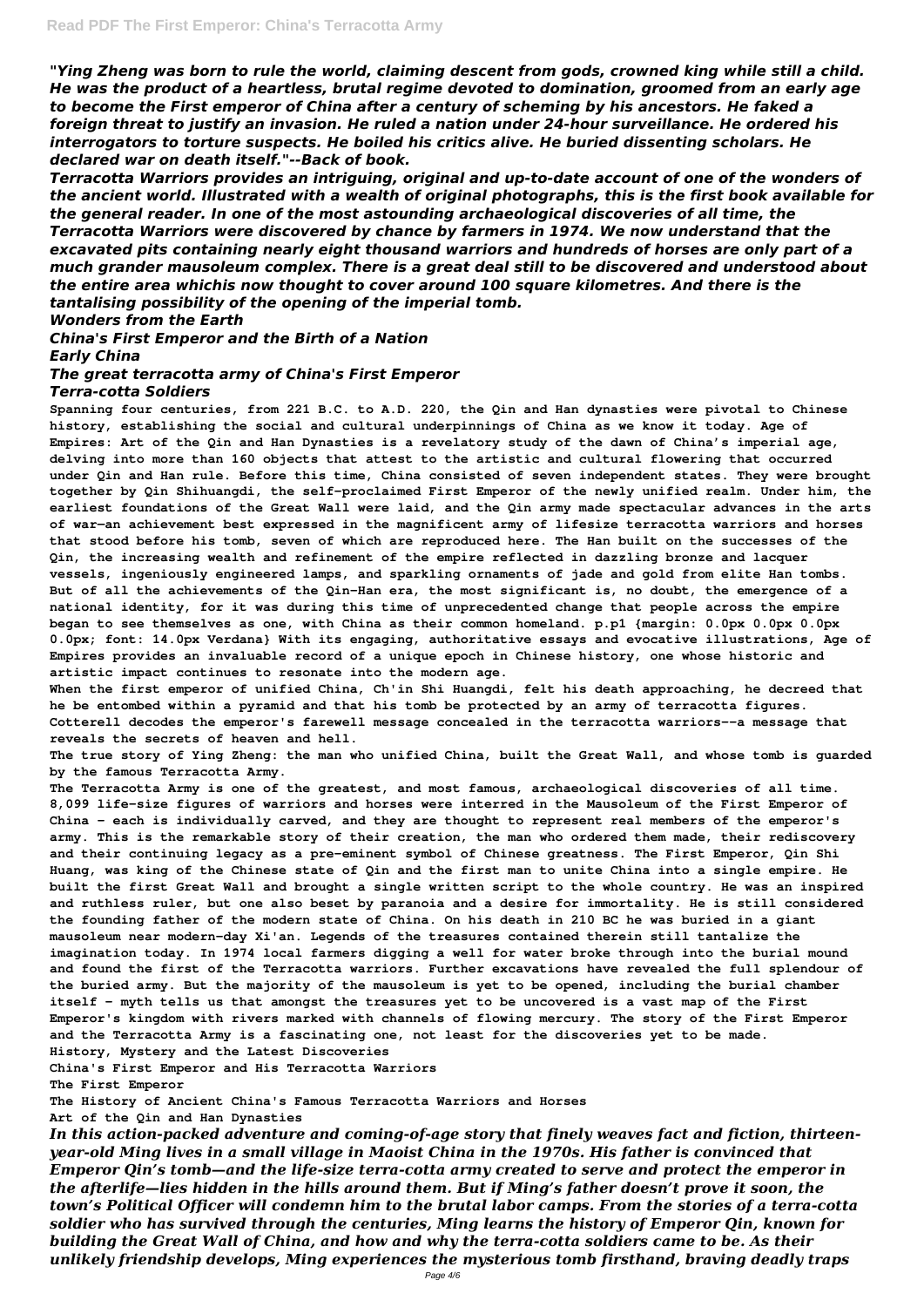*"Ying Zheng was born to rule the world, claiming descent from gods, crowned king while still a child. He was the product of a heartless, brutal regime devoted to domination, groomed from an early age to become the First emperor of China after a century of scheming by his ancestors. He faked a foreign threat to justify an invasion. He ruled a nation under 24-hour surveillance. He ordered his interrogators to torture suspects. He boiled his critics alive. He buried dissenting scholars. He declared war on death itself."--Back of book.*

*Terracotta Warriors provides an intriguing, original and up-to-date account of one of the wonders of the ancient world. Illustrated with a wealth of original photographs, this is the first book available for the general reader. In one of the most astounding archaeological discoveries of all time, the Terracotta Warriors were discovered by chance by farmers in 1974. We now understand that the excavated pits containing nearly eight thousand warriors and hundreds of horses are only part of a much grander mausoleum complex. There is a great deal still to be discovered and understood about the entire area whichis now thought to cover around 100 square kilometres. And there is the tantalising possibility of the opening of the imperial tomb.*

*Wonders from the Earth*

*China's First Emperor and the Birth of a Nation*

*Early China*

*The great terracotta army of China's First Emperor*

*Terra-cotta Soldiers*

**Spanning four centuries, from 221 B.C. to A.D. 220, the Qin and Han dynasties were pivotal to Chinese history, establishing the social and cultural underpinnings of China as we know it today. Age of Empires: Art of the Qin and Han Dynasties is a revelatory study of the dawn of China's imperial age, delving into more than 160 objects that attest to the artistic and cultural flowering that occurred under Qin and Han rule. Before this time, China consisted of seven independent states. They were brought together by Qin Shihuangdi, the self-proclaimed First Emperor of the newly unified realm. Under him, the earliest foundations of the Great Wall were laid, and the Qin army made spectacular advances in the arts of war—an achievement best expressed in the magnificent army of lifesize terracotta warriors and horses that stood before his tomb, seven of which are reproduced here. The Han built on the successes of the Qin, the increasing wealth and refinement of the empire reflected in dazzling bronze and lacquer vessels, ingeniously engineered lamps, and sparkling ornaments of jade and gold from elite Han tombs. But of all the achievements of the Qin-Han era, the most significant is, no doubt, the emergence of a national identity, for it was during this time of unprecedented change that people across the empire began to see themselves as one, with China as their common homeland. p.p1 {margin: 0.0px 0.0px 0.0px 0.0px; font: 14.0px Verdana} With its engaging, authoritative essays and evocative illustrations, Age of Empires provides an invaluable record of a unique epoch in Chinese history, one whose historic and artistic impact continues to resonate into the modern age.**

**When the first emperor of unified China, Ch'in Shi Huangdi, felt his death approaching, he decreed that he be entombed within a pyramid and that his tomb be protected by an army of terracotta figures. Cotterell decodes the emperor's farewell message concealed in the terracotta warriors--a message that reveals the secrets of heaven and hell.**

**The true story of Ying Zheng: the man who unified China, built the Great Wall, and whose tomb is guarded by the famous Terracotta Army.**

**The Terracotta Army is one of the greatest, and most famous, archaeological discoveries of all time. 8,099 life-size figures of warriors and horses were interred in the Mausoleum of the First Emperor of China - each is individually carved, and they are thought to represent real members of the emperor's army. This is the remarkable story of their creation, the man who ordered them made, their rediscovery and their continuing legacy as a pre-eminent symbol of Chinese greatness. The First Emperor, Qin Shi Huang, was king of the Chinese state of Qin and the first man to unite China into a single empire. He built the first Great Wall and brought a single written script to the whole country. He was an inspired and ruthless ruler, but one also beset by paranoia and a desire for immortality. He is still considered the founding father of the modern state of China. On his death in 210 BC he was buried in a giant mausoleum near modern-day Xi'an. Legends of the treasures contained therein still tantalize the imagination today. In 1974 local farmers digging a well for water broke through into the burial mound and found the first of the Terracotta warriors. Further excavations have revealed the full splendour of the buried army. But the majority of the mausoleum is yet to be opened, including the burial chamber itself - myth tells us that amongst the treasures yet to be uncovered is a vast map of the First Emperor's kingdom with rivers marked with channels of flowing mercury. The story of the First Emperor and the Terracotta Army is a fascinating one, not least for the discoveries yet to be made.**

**History, Mystery and the Latest Discoveries**

**China's First Emperor and His Terracotta Warriors**

**The First Emperor**

**The History of Ancient China's Famous Terracotta Warriors and Horses**

**Art of the Qin and Han Dynasties**

*In this action-packed adventure and coming-of-age story that finely weaves fact and fiction, thirteen-year-old Ming lives in a small village in Maoist China in the 1970s. His father is convinced that Emperor Qin's tomb—and the life-size terra-cotta army created to serve and protect the emperor in the afterlife—lies hidden in the hills around them. But if Ming's father doesn't prove it soon, the town's Political Officer will condemn him to the brutal labor camps. From the stories of a terra-cotta soldier who has survived through the centuries, Ming learns the history of Emperor Qin, known for building the Great Wall of China, and how and why the terra-cotta soldiers came to be. As their unlikely friendship develops, Ming experiences the mysterious tomb firsthand, braving deadly traps*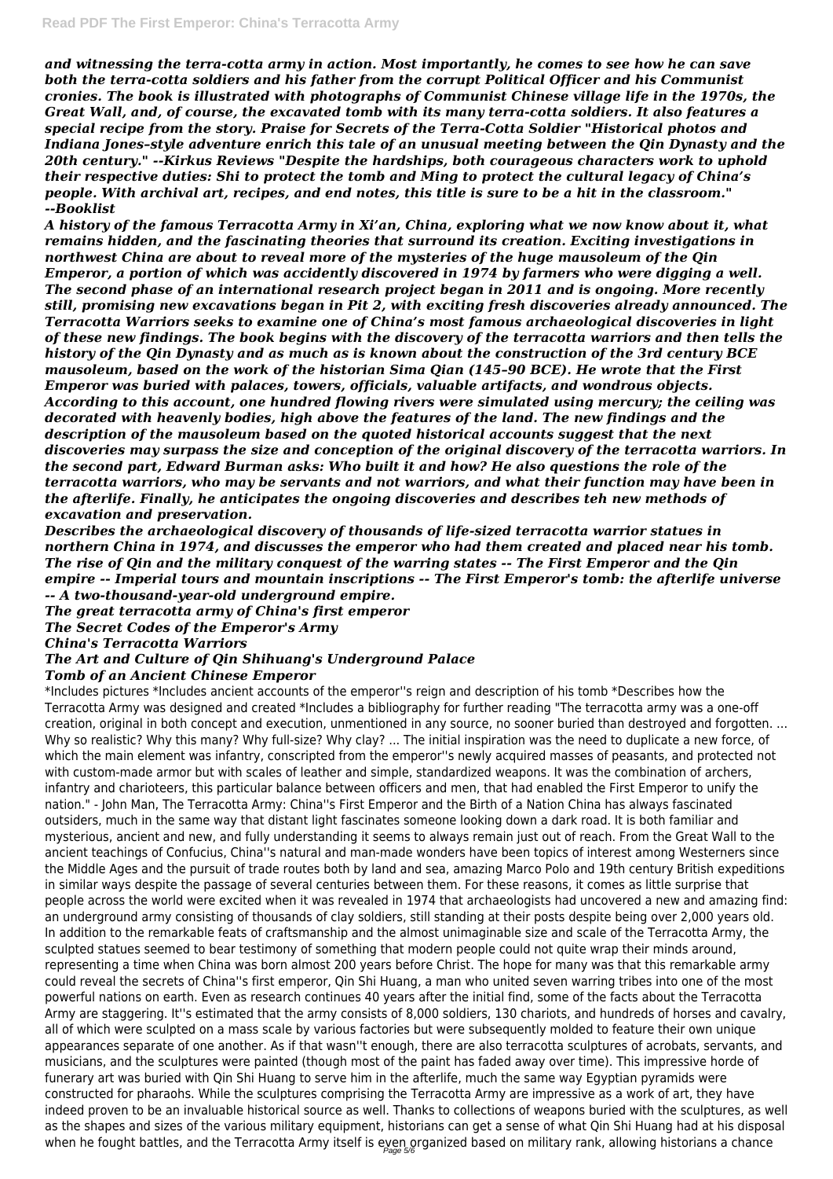*and witnessing the terra-cotta army in action. Most importantly, he comes to see how he can save both the terra-cotta soldiers and his father from the corrupt Political Officer and his Communist cronies. The book is illustrated with photographs of Communist Chinese village life in the 1970s, the Great Wall, and, of course, the excavated tomb with its many terra-cotta soldiers. It also features a special recipe from the story. Praise for Secrets of the Terra-Cotta Soldier "Historical photos and Indiana Jones–style adventure enrich this tale of an unusual meeting between the Qin Dynasty and the 20th century." --Kirkus Reviews "Despite the hardships, both courageous characters work to uphold their respective duties: Shi to protect the tomb and Ming to protect the cultural legacy of China's people. With archival art, recipes, and end notes, this title is sure to be a hit in the classroom." --Booklist*

*A history of the famous Terracotta Army in Xi'an, China, exploring what we now know about it, what remains hidden, and the fascinating theories that surround its creation. Exciting investigations in northwest China are about to reveal more of the mysteries of the huge mausoleum of the Qin Emperor, a portion of which was accidently discovered in 1974 by farmers who were digging a well. The second phase of an international research project began in 2011 and is ongoing. More recently still, promising new excavations began in Pit 2, with exciting fresh discoveries already announced. The Terracotta Warriors seeks to examine one of China's most famous archaeological discoveries in light of these new findings. The book begins with the discovery of the terracotta warriors and then tells the history of the Qin Dynasty and as much as is known about the construction of the 3rd century BCE mausoleum, based on the work of the historian Sima Qian (145–90 BCE). He wrote that the First Emperor was buried with palaces, towers, officials, valuable artifacts, and wondrous objects. According to this account, one hundred flowing rivers were simulated using mercury; the ceiling was decorated with heavenly bodies, high above the features of the land. The new findings and the description of the mausoleum based on the quoted historical accounts suggest that the next discoveries may surpass the size and conception of the original discovery of the terracotta warriors. In the second part, Edward Burman asks: Who built it and how? He also questions the role of the terracotta warriors, who may be servants and not warriors, and what their function may have been in the afterlife. Finally, he anticipates the ongoing discoveries and describes teh new methods of excavation and preservation.*

*Describes the archaeological discovery of thousands of life-sized terracotta warrior statues in northern China in 1974, and discusses the emperor who had them created and placed near his tomb. The rise of Qin and the military conquest of the warring states -- The First Emperor and the Qin empire -- Imperial tours and mountain inscriptions -- The First Emperor's tomb: the afterlife universe -- A two-thousand-year-old underground empire.*

*The great terracotta army of China's first emperor*
*The Secret Codes of the Emperor's Army*
*China's Terracotta Warriors*
*The Art and Culture of Qin Shihuang's Underground Palace*
*Tomb of an Ancient Chinese Emperor*

*Includes pictures *Includes ancient accounts of the emperor''s reign and description of his tomb *Describes how the Terracotta Army was designed and created *Includes a bibliography for further reading "The terracotta army was a one-off creation, original in both concept and execution, unmentioned in any source, no sooner buried than destroyed and forgotten. ... Why so realistic? Why this many? Why full-size? Why clay? ... The initial inspiration was the need to duplicate a new force, of which the main element was infantry, conscripted from the emperor''s newly acquired masses of peasants, and protected not with custom-made armor but with scales of leather and simple, standardized weapons. It was the combination of archers, infantry and charioteers, this particular balance between officers and men, that had enabled the First Emperor to unify the nation." - John Man, The Terracotta Army: China''s First Emperor and the Birth of a Nation China has always fascinated outsiders, much in the same way that distant light fascinates someone looking down a dark road. It is both familiar and mysterious, ancient and new, and fully understanding it seems to always remain just out of reach. From the Great Wall to the ancient teachings of Confucius, China''s natural and man-made wonders have been topics of interest among Westerners since the Middle Ages and the pursuit of trade routes both by land and sea, amazing Marco Polo and 19th century British expeditions in similar ways despite the passage of several centuries between them. For these reasons, it comes as little surprise that people across the world were excited when it was revealed in 1974 that archaeologists had uncovered a new and amazing find: an underground army consisting of thousands of clay soldiers, still standing at their posts despite being over 2,000 years old. In addition to the remarkable feats of craftsmanship and the almost unimaginable size and scale of the Terracotta Army, the sculpted statues seemed to bear testimony of something that modern people could not quite wrap their minds around, representing a time when China was born almost 200 years before Christ. The hope for many was that this remarkable army could reveal the secrets of China''s first emperor, Qin Shi Huang, a man who united seven warring tribes into one of the most powerful nations on earth. Even as research continues 40 years after the initial find, some of the facts about the Terracotta Army are staggering. It''s estimated that the army consists of 8,000 soldiers, 130 chariots, and hundreds of horses and cavalry, all of which were sculpted on a mass scale by various factories but were subsequently molded to feature their own unique appearances separate of one another. As if that wasn''t enough, there are also terracotta sculptures of acrobats, servants, and musicians, and the sculptures were painted (though most of the paint has faded away over time). This impressive horde of funerary art was buried with Qin Shi Huang to serve him in the afterlife, much the same way Egyptian pyramids were constructed for pharaohs. While the sculptures comprising the Terracotta Army are impressive as a work of art, they have indeed proven to be an invaluable historical source as well. Thanks to collections of weapons buried with the sculptures, as well as the shapes and sizes of the various military equipment, historians can get a sense of what Qin Shi Huang had at his disposal when he fought battles, and the Terracotta Army itself is even organized based on military rank, allowing historians a chance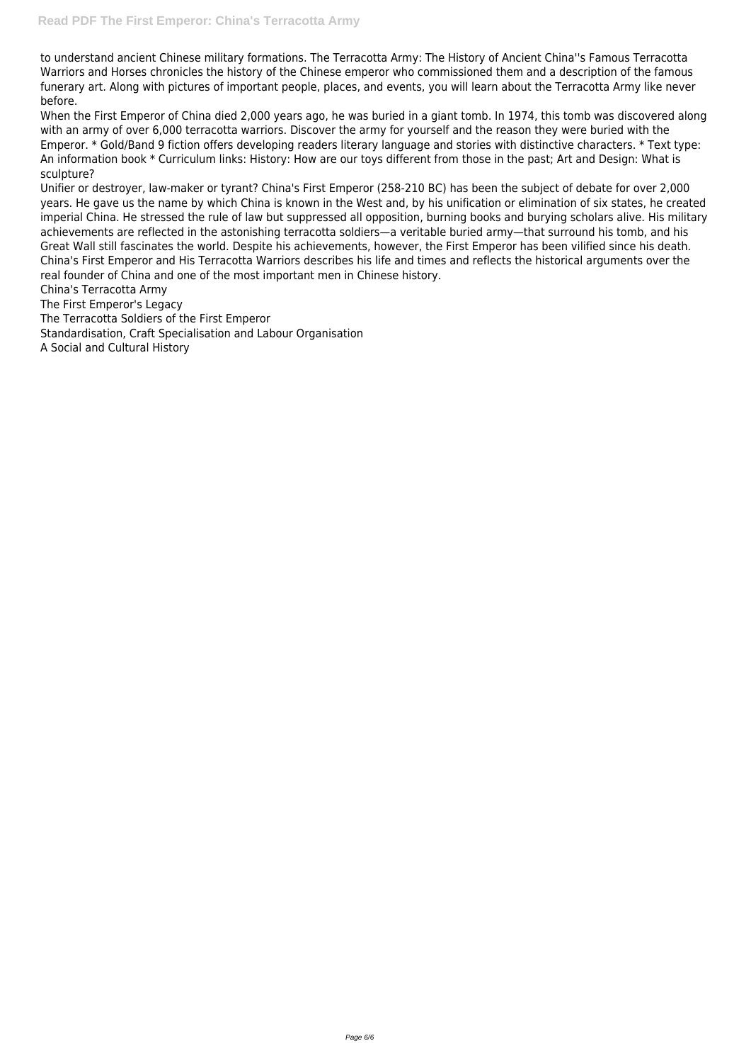to understand ancient Chinese military formations. The Terracotta Army: The History of Ancient China''s Famous Terracotta Warriors and Horses chronicles the history of the Chinese emperor who commissioned them and a description of the famous funerary art. Along with pictures of important people, places, and events, you will learn about the Terracotta Army like never before.

When the First Emperor of China died 2,000 years ago, he was buried in a giant tomb. In 1974, this tomb was discovered along with an army of over 6,000 terracotta warriors. Discover the army for yourself and the reason they were buried with the Emperor. * Gold/Band 9 fiction offers developing readers literary language and stories with distinctive characters. * Text type: An information book * Curriculum links: History: How are our toys different from those in the past; Art and Design: What is sculpture?

Unifier or destroyer, law-maker or tyrant? China's First Emperor (258-210 BC) has been the subject of debate for over 2,000 years. He gave us the name by which China is known in the West and, by his unification or elimination of six states, he created imperial China. He stressed the rule of law but suppressed all opposition, burning books and burying scholars alive. His military achievements are reflected in the astonishing terracotta soldiers—a veritable buried army—that surround his tomb, and his Great Wall still fascinates the world. Despite his achievements, however, the First Emperor has been vilified since his death. China's First Emperor and His Terracotta Warriors describes his life and times and reflects the historical arguments over the real founder of China and one of the most important men in Chinese history.

China's Terracotta Army

The First Emperor's Legacy

The Terracotta Soldiers of the First Emperor

Standardisation, Craft Specialisation and Labour Organisation

A Social and Cultural History